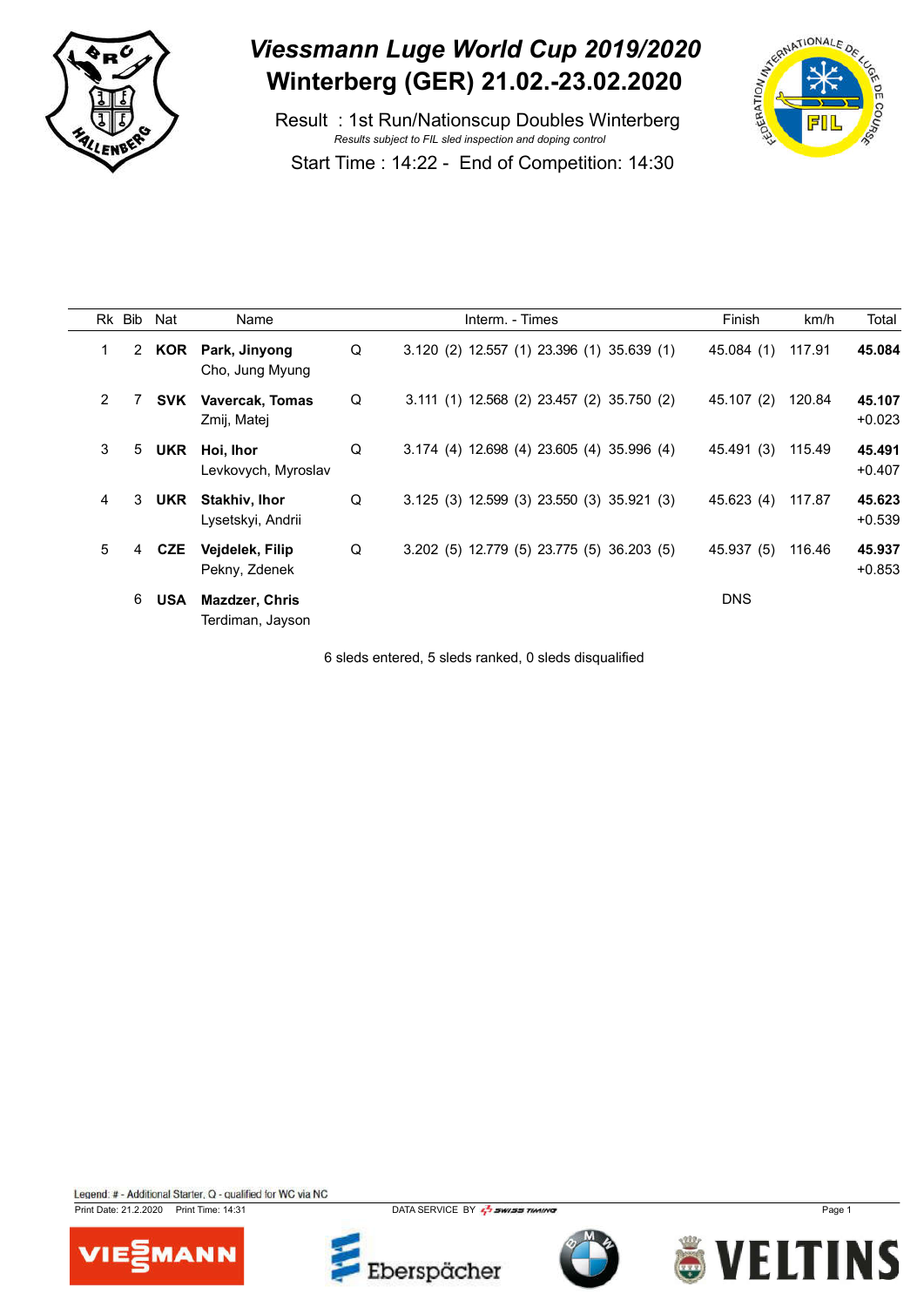# Viessmann Luge World Cup 2019/2020

# Winterberg (GER) 21.02.-23.02.2020

Result : 1st Run/Nationscup Doubles Winterberg

*Results subject to FIL sled inspection and doping control*

Start Time : 14:22 - End of Competition: 14:30

| Rk | Bib | Nat | Name | | Interm. - Times | Finish | km/h | Total |
|---|---|---|---|---|---|---|---|---|
| 1 | 2 | **KOR** | **Park, Jinyong** Cho, Jung Myung | Q | 3.120 (2) 12.557 (1) 23.396 (1) 35.639 (1) | 45.084 (1) | 117.91 | **45.084** |
| 2 | 7 | **SVK** | **Vavercak, Tomas** Zmij, Matej | Q | 3.111 (1) 12.568 (2) 23.457 (2) 35.750 (2) | 45.107 (2) | 120.84 | **45.107** +0.023 |
| 3 | 5 | **UKR** | **Hoi, Ihor** Levkovych, Myroslav | Q | 3.174 (4) 12.698 (4) 23.605 (4) 35.996 (4) | 45.491 (3) | 115.49 | **45.491** +0.407 |
| 4 | 3 | **UKR** | **Stakhiv, Ihor** Lysetskyi, Andrii | Q | 3.125 (3) 12.599 (3) 23.550 (3) 35.921 (3) | 45.623 (4) | 117.87 | **45.623** +0.539 |
| 5 | 4 | **CZE** | **Vejdelek, Filip** Pekny, Zdenek | Q | 3.202 (5) 12.779 (5) 23.775 (5) 36.203 (5) | 45.937 (5) | 116.46 | **45.937** +0.853 |
| | 6 | **USA** | **Mazdzer, Chris** Terdiman, Jayson | | | DNS | | |

6 sleds entered, 5 sleds ranked, 0 sleds disqualified

Legend: # - Additional Starter, Q - qualified for WC via NC

Print Date: 21.2.2020 Print Time: 14:31 DATA SERVICE BY SWISS TIMING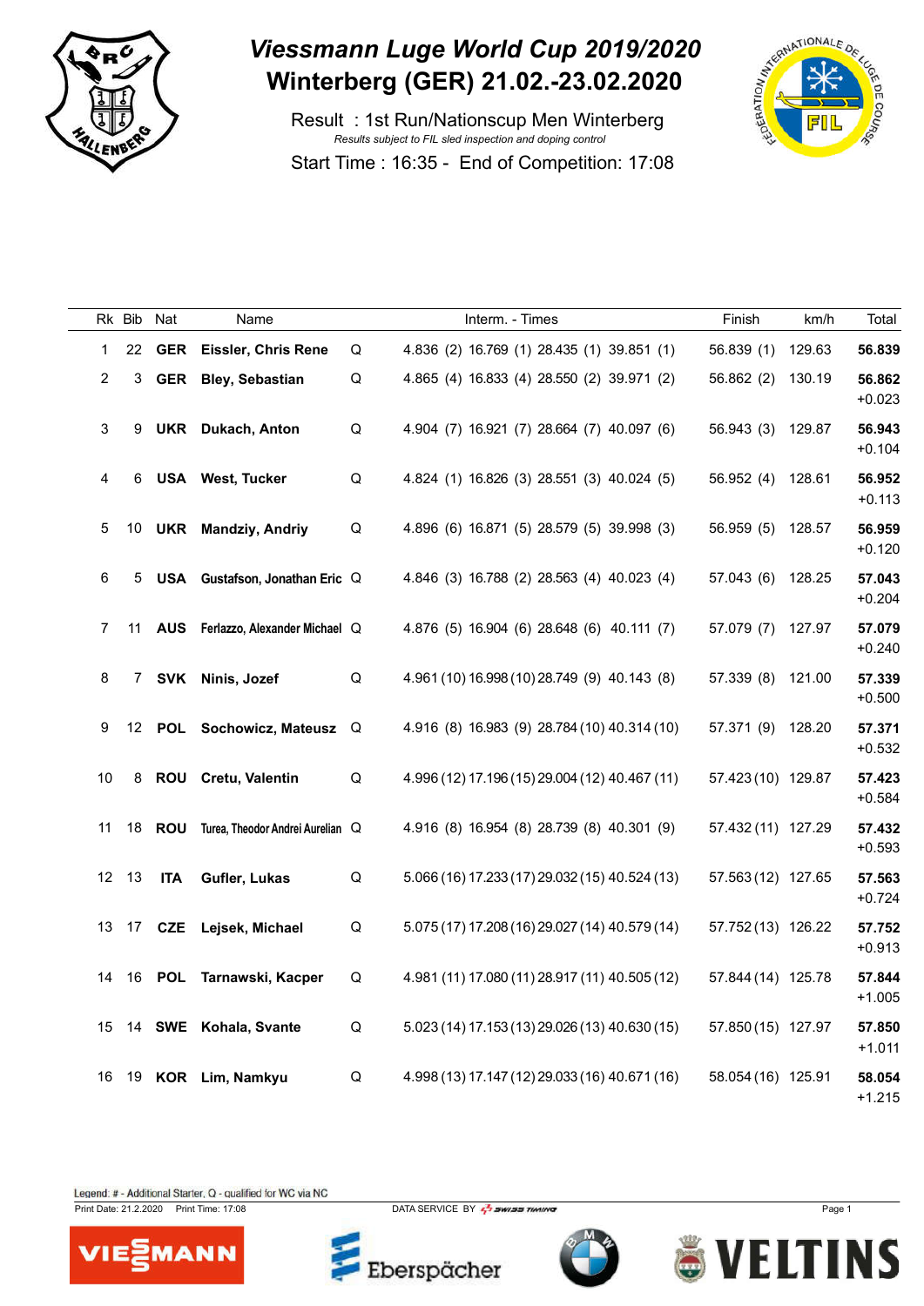# Viessmann Luge World Cup 2019/2020
# Winterberg (GER) 21.02.-23.02.2020

Result : 1st Run/Nationscup Men Winterberg

*Results subject to FIL sled inspection and doping control*

Start Time : 16:35 - End of Competition: 17:08

| Rk | Bib | Nat | Name | | Interm. - Times | Finish | km/h | Total |
|---|---|---|---|---|---|---|---|---|
| 1 | 22 | **GER** | **Eissler, Chris Rene** | Q | 4.836 (2) 16.769 (1) 28.435 (1) 39.851 (1) | 56.839 (1) | 129.63 | **56.839** |
| 2 | 3 | **GER** | **Bley, Sebastian** | Q | 4.865 (4) 16.833 (4) 28.550 (2) 39.971 (2) | 56.862 (2) | 130.19 | **56.862** +0.023 |
| 3 | 9 | **UKR** | **Dukach, Anton** | Q | 4.904 (7) 16.921 (7) 28.664 (7) 40.097 (6) | 56.943 (3) | 129.87 | **56.943** +0.104 |
| 4 | 6 | **USA** | **West, Tucker** | Q | 4.824 (1) 16.826 (3) 28.551 (3) 40.024 (5) | 56.952 (4) | 128.61 | **56.952** +0.113 |
| 5 | 10 | **UKR** | **Mandziy, Andriy** | Q | 4.896 (6) 16.871 (5) 28.579 (5) 39.998 (3) | 56.959 (5) | 128.57 | **56.959** +0.120 |
| 6 | 5 | **USA** | **Gustafson, Jonathan Eric** | Q | 4.846 (3) 16.788 (2) 28.563 (4) 40.023 (4) | 57.043 (6) | 128.25 | **57.043** +0.204 |
| 7 | 11 | **AUS** | **Ferlazzo, Alexander Michael** | Q | 4.876 (5) 16.904 (6) 28.648 (6) 40.111 (7) | 57.079 (7) | 127.97 | **57.079** +0.240 |
| 8 | 7 | **SVK** | **Ninis, Jozef** | Q | 4.961 (10) 16.998 (10) 28.749 (9) 40.143 (8) | 57.339 (8) | 121.00 | **57.339** +0.500 |
| 9 | 12 | **POL** | **Sochowicz, Mateusz** | Q | 4.916 (8) 16.983 (9) 28.784 (10) 40.314 (10) | 57.371 (9) | 128.20 | **57.371** +0.532 |
| 10 | 8 | **ROU** | **Cretu, Valentin** | Q | 4.996 (12) 17.196 (15) 29.004 (12) 40.467 (11) | 57.423 (10) | 129.87 | **57.423** +0.584 |
| 11 | 18 | **ROU** | **Turea, Theodor Andrei Aurelian** | Q | 4.916 (8) 16.954 (8) 28.739 (8) 40.301 (9) | 57.432 (11) | 127.29 | **57.432** +0.593 |
| 12 | 13 | **ITA** | **Gufler, Lukas** | Q | 5.066 (16) 17.233 (17) 29.032 (15) 40.524 (13) | 57.563 (12) | 127.65 | **57.563** +0.724 |
| 13 | 17 | **CZE** | **Lejsek, Michael** | Q | 5.075 (17) 17.208 (16) 29.027 (14) 40.579 (14) | 57.752 (13) | 126.22 | **57.752** +0.913 |
| 14 | 16 | **POL** | **Tarnawski, Kacper** | Q | 4.981 (11) 17.080 (11) 28.917 (11) 40.505 (12) | 57.844 (14) | 125.78 | **57.844** +1.005 |
| 15 | 14 | **SWE** | **Kohala, Svante** | Q | 5.023 (14) 17.153 (13) 29.026 (13) 40.630 (15) | 57.850 (15) | 127.97 | **57.850** +1.011 |
| 16 | 19 | **KOR** | **Lim, Namkyu** | Q | 4.998 (13) 17.147 (12) 29.033 (16) 40.671 (16) | 58.054 (16) | 125.91 | **58.054** +1.215 |

Legend: # - Additional Starter, Q - qualified for WC via NC

Print Date: 21.2.2020 Print Time: 17:08 DATA SERVICE BY SWISS TIMING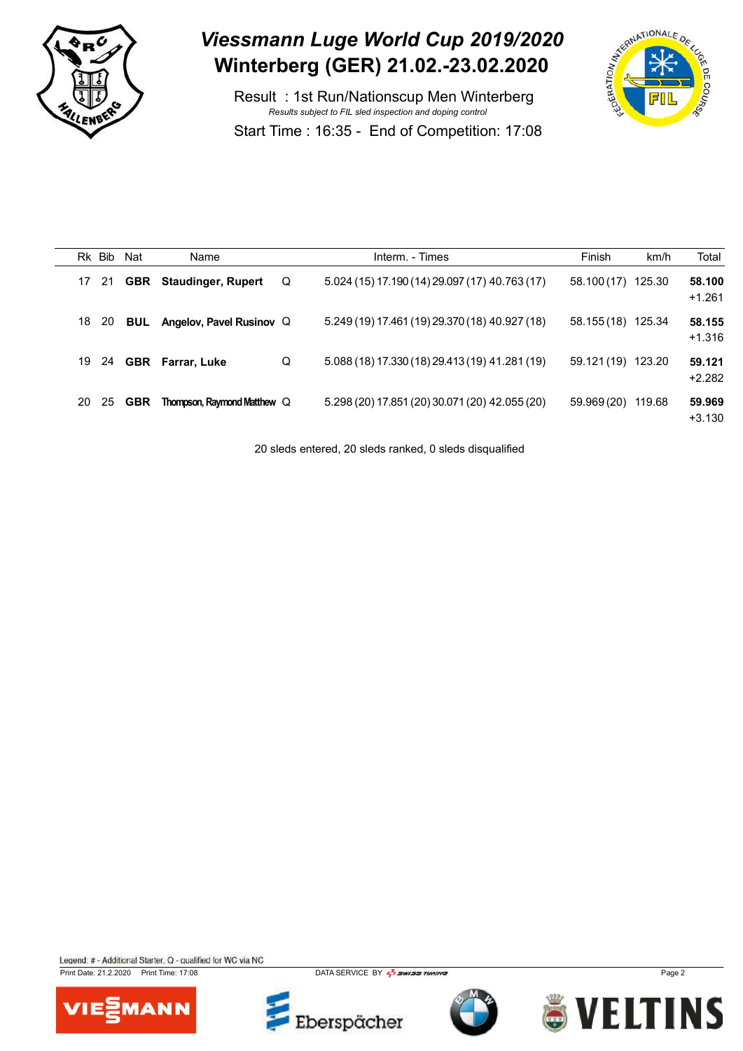# Viessmann Luge World Cup 2019/2020
# Winterberg (GER) 21.02.-23.02.2020

Result : 1st Run/Nationscup Men Winterberg

*Results subject to FIL sled inspection and doping control*

Start Time : 16:35 - End of Competition: 17:08

| Rk | Bib | Nat | Name | | Interm. - Times | Finish | km/h | Total |
|---|---|---|---|---|---|---|---|---|
| 17 | 21 | **GBR** | **Staudinger, Rupert** | Q | 5.024 (15) 17.190 (14) 29.097 (17) 40.763 (17) | 58.100 (17) | 125.30 | **58.100** +1.261 |
| 18 | 20 | **BUL** | **Angelov, Pavel Rusinov** | Q | 5.249 (19) 17.461 (19) 29.370 (18) 40.927 (18) | 58.155 (18) | 125.34 | **58.155** +1.316 |
| 19 | 24 | **GBR** | **Farrar, Luke** | Q | 5.088 (18) 17.330 (18) 29.413 (19) 41.281 (19) | 59.121 (19) | 123.20 | **59.121** +2.282 |
| 20 | 25 | **GBR** | **Thompson, Raymond Matthew** | Q | 5.298 (20) 17.851 (20) 30.071 (20) 42.055 (20) | 59.969 (20) | 119.68 | **59.969** +3.130 |

20 sleds entered, 20 sleds ranked, 0 sleds disqualified

Legend: # - Additional Starter, Q - qualified for WC via NC

Print Date: 21.2.2020 Print Time: 17:08 DATA SERVICE BY SWISS TIMING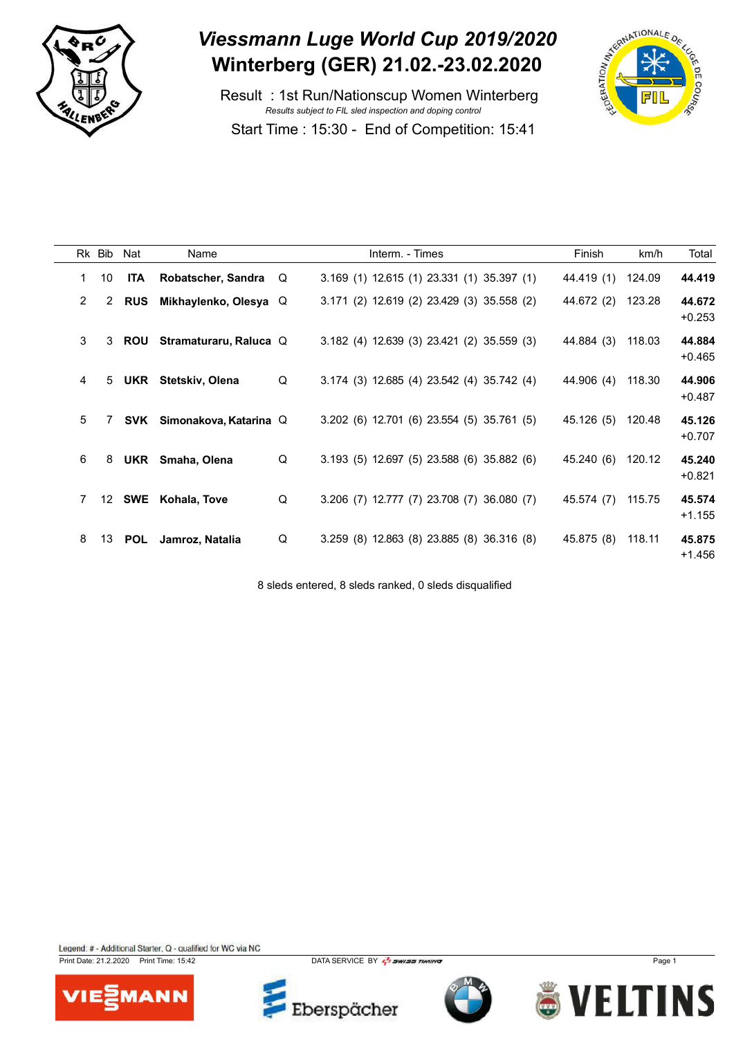# Viessmann Luge World Cup 2019/2020
# Winterberg (GER) 21.02.-23.02.2020

Result : 1st Run/Nationscup Women Winterberg

*Results subject to FIL sled inspection and doping control*

Start Time : 15:30 - End of Competition: 15:41

| Rk | Bib | Nat | Name | | Interm. - Times | | | | Finish | km/h | Total |
|---|---|---|---|---|---|---|---|---|---|---|---|
| 1 | 10 | **ITA** | **Robatscher, Sandra** | Q | 3.169 (1) | 12.615 (1) | 23.331 (1) | 35.397 (1) | 44.419 (1) | 124.09 | **44.419** |
| 2 | 2 | **RUS** | **Mikhaylenko, Olesya** | Q | 3.171 (2) | 12.619 (2) | 23.429 (3) | 35.558 (2) | 44.672 (2) | 123.28 | **44.672** +0.253 |
| 3 | 3 | **ROU** | **Stramaturaru, Raluca** | Q | 3.182 (4) | 12.639 (3) | 23.421 (2) | 35.559 (3) | 44.884 (3) | 118.03 | **44.884** +0.465 |
| 4 | 5 | **UKR** | **Stetskiv, Olena** | Q | 3.174 (3) | 12.685 (4) | 23.542 (4) | 35.742 (4) | 44.906 (4) | 118.30 | **44.906** +0.487 |
| 5 | 7 | **SVK** | **Simonakova, Katarina** | Q | 3.202 (6) | 12.701 (6) | 23.554 (5) | 35.761 (5) | 45.126 (5) | 120.48 | **45.126** +0.707 |
| 6 | 8 | **UKR** | **Smaha, Olena** | Q | 3.193 (5) | 12.697 (5) | 23.588 (6) | 35.882 (6) | 45.240 (6) | 120.12 | **45.240** +0.821 |
| 7 | 12 | **SWE** | **Kohala, Tove** | Q | 3.206 (7) | 12.777 (7) | 23.708 (7) | 36.080 (7) | 45.574 (7) | 115.75 | **45.574** +1.155 |
| 8 | 13 | **POL** | **Jamroz, Natalia** | Q | 3.259 (8) | 12.863 (8) | 23.885 (8) | 36.316 (8) | 45.875 (8) | 118.11 | **45.875** +1.456 |

8 sleds entered, 8 sleds ranked, 0 sleds disqualified

Legend: # - Additional Starter, Q - qualified for WC via NC

Print Date: 21.2.2020 Print Time: 15:42 DATA SERVICE BY SWISS TIMING